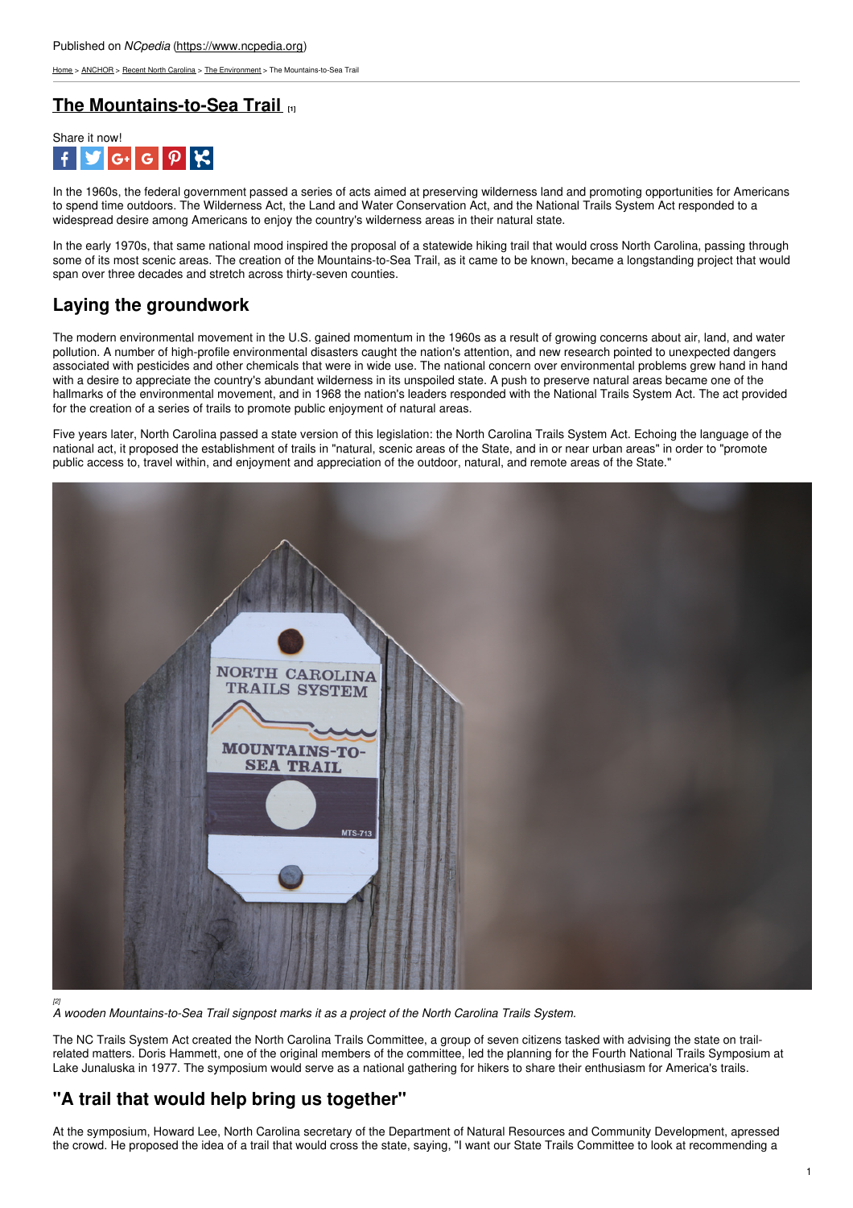Published on *NCpedia* (https://www.ncpedia.org)

Home > ANCHOR > Recent North Carolina > The Environment > The Mountains-to-Sea Trail

# The Mountains-to-Sea Trail [1]

Share it now!

In the 1960s, the federal government passed a series of acts aimed at preserving wilderness land and promoting opportunities for Americans to spend time outdoors. The Wilderness Act, the Land and Water Conservation Act, and the National Trails System Act responded to a widespread desire among Americans to enjoy the country's wilderness areas in their natural state.

In the early 1970s, that same national mood inspired the proposal of a statewide hiking trail that would cross North Carolina, passing through some of its most scenic areas. The creation of the Mountains-to-Sea Trail, as it came to be known, became a longstanding project that would span over three decades and stretch across thirty-seven counties.

## Laying the groundwork

The modern environmental movement in the U.S. gained momentum in the 1960s as a result of growing concerns about air, land, and water pollution. A number of high-profile environmental disasters caught the nation's attention, and new research pointed to unexpected dangers associated with pesticides and other chemicals that were in wide use. The national concern over environmental problems grew hand in hand with a desire to appreciate the country's abundant wilderness in its unspoiled state. A push to preserve natural areas became one of the hallmarks of the environmental movement, and in 1968 the nation's leaders responded with the National Trails System Act. The act provided for the creation of a series of trails to promote public enjoyment of natural areas.

Five years later, North Carolina passed a state version of this legislation: the North Carolina Trails System Act. Echoing the language of the national act, it proposed the establishment of trails in "natural, scenic areas of the State, and in or near urban areas" in order to "promote public access to, travel within, and enjoyment and appreciation of the outdoor, natural, and remote areas of the State."

[2]

*A wooden Mountains-to-Sea Trail signpost marks it as a project of the North Carolina Trails System.*

The NC Trails System Act created the North Carolina Trails Committee, a group of seven citizens tasked with advising the state on trail-related matters. Doris Hammett, one of the original members of the committee, led the planning for the Fourth National Trails Symposium at Lake Junaluska in 1977. The symposium would serve as a national gathering for hikers to share their enthusiasm for America's trails.

## "A trail that would help bring us together"

At the symposium, Howard Lee, North Carolina secretary of the Department of Natural Resources and Community Development, apressed the crowd. He proposed the idea of a trail that would cross the state, saying, "I want our State Trails Committee to look at recommending a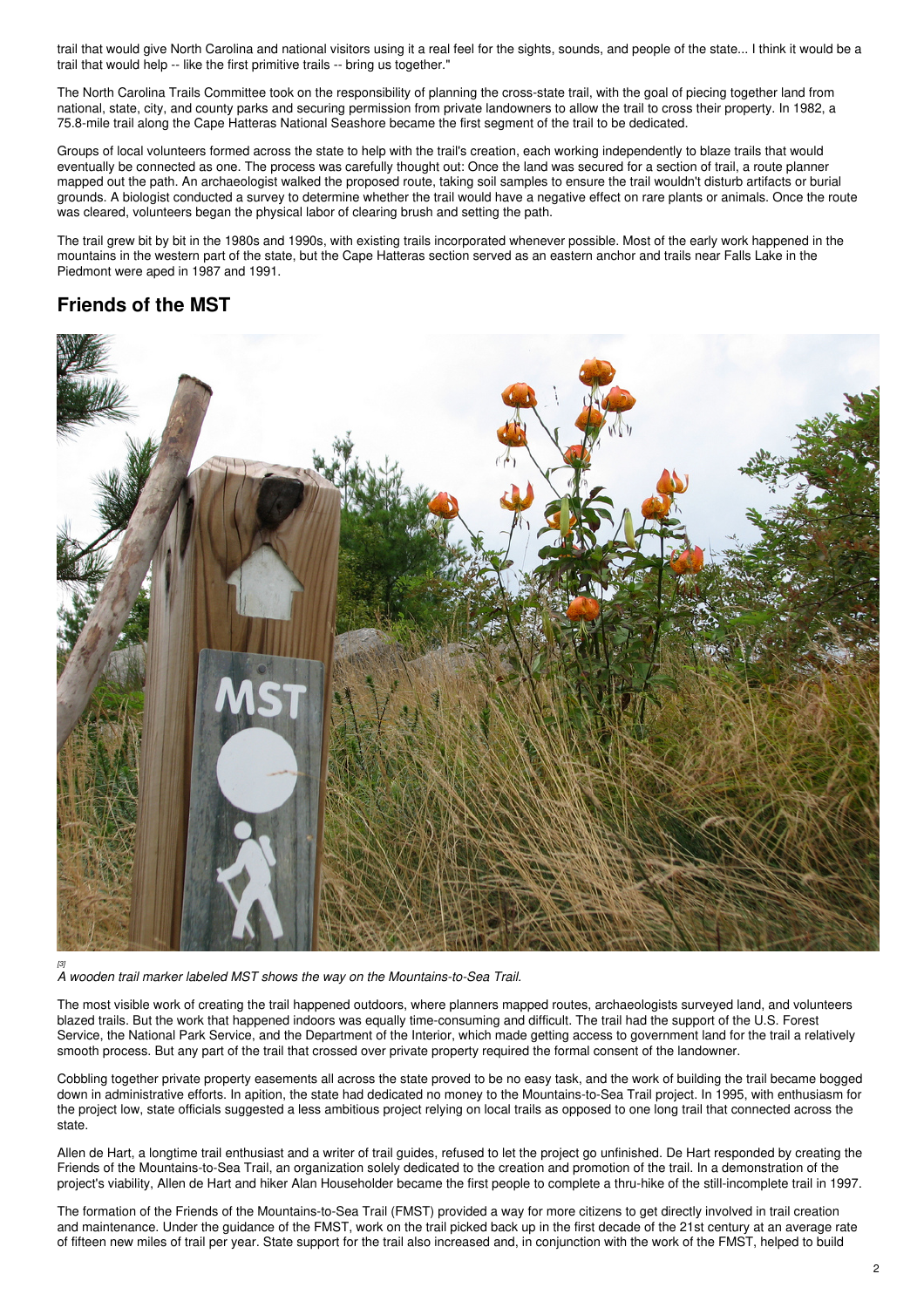trail that would give North Carolina and national visitors using it a real feel for the sights, sounds, and people of the state... I think it would be a trail that would help -- like the first primitive trails -- bring us together."

The North Carolina Trails Committee took on the responsibility of planning the cross-state trail, with the goal of piecing together land from national, state, city, and county parks and securing permission from private landowners to allow the trail to cross their property. In 1982, a 75.8-mile trail along the Cape Hatteras National Seashore became the first segment of the trail to be dedicated.

Groups of local volunteers formed across the state to help with the trail's creation, each working independently to blaze trails that would eventually be connected as one. The process was carefully thought out: Once the land was secured for a section of trail, a route planner mapped out the path. An archaeologist walked the proposed route, taking soil samples to ensure the trail wouldn't disturb artifacts or burial grounds. A biologist conducted a survey to determine whether the trail would have a negative effect on rare plants or animals. Once the route was cleared, volunteers began the physical labor of clearing brush and setting the path.

The trail grew bit by bit in the 1980s and 1990s, with existing trails incorporated whenever possible. Most of the early work happened in the mountains in the western part of the state, but the Cape Hatteras section served as an eastern anchor and trails near Falls Lake in the Piedmont were aped in 1987 and 1991.

## Friends of the MST

[3]
*A wooden trail marker labeled MST shows the way on the Mountains-to-Sea Trail.*

The most visible work of creating the trail happened outdoors, where planners mapped routes, archaeologists surveyed land, and volunteers blazed trails. But the work that happened indoors was equally time-consuming and difficult. The trail had the support of the U.S. Forest Service, the National Park Service, and the Department of the Interior, which made getting access to government land for the trail a relatively smooth process. But any part of the trail that crossed over private property required the formal consent of the landowner.

Cobbling together private property easements all across the state proved to be no easy task, and the work of building the trail became bogged down in administrative efforts. In apition, the state had dedicated no money to the Mountains-to-Sea Trail project. In 1995, with enthusiasm for the project low, state officials suggested a less ambitious project relying on local trails as opposed to one long trail that connected across the state.

Allen de Hart, a longtime trail enthusiast and a writer of trail guides, refused to let the project go unfinished. De Hart responded by creating the Friends of the Mountains-to-Sea Trail, an organization solely dedicated to the creation and promotion of the trail. In a demonstration of the project's viability, Allen de Hart and hiker Alan Householder became the first people to complete a thru-hike of the still-incomplete trail in 1997.

The formation of the Friends of the Mountains-to-Sea Trail (FMST) provided a way for more citizens to get directly involved in trail creation and maintenance. Under the guidance of the FMST, work on the trail picked back up in the first decade of the 21st century at an average rate of fifteen new miles of trail per year. State support for the trail also increased and, in conjunction with the work of the FMST, helped to build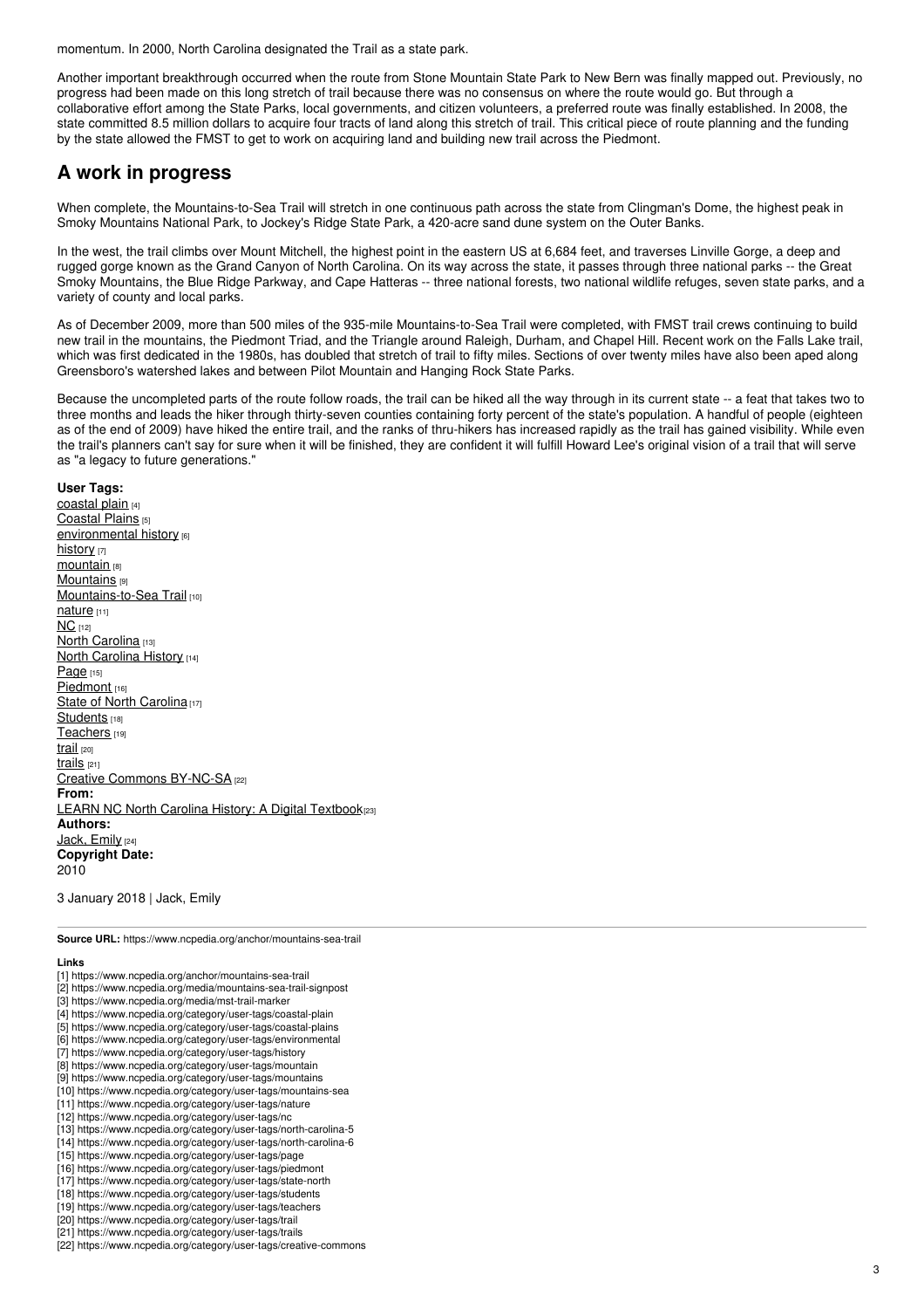momentum. In 2000, North Carolina designated the Trail as a state park.

Another important breakthrough occurred when the route from Stone Mountain State Park to New Bern was finally mapped out. Previously, no progress had been made on this long stretch of trail because there was no consensus on where the route would go. But through a collaborative effort among the State Parks, local governments, and citizen volunteers, a preferred route was finally established. In 2008, the state committed 8.5 million dollars to acquire four tracts of land along this stretch of trail. This critical piece of route planning and the funding by the state allowed the FMST to get to work on acquiring land and building new trail across the Piedmont.

## A work in progress

When complete, the Mountains-to-Sea Trail will stretch in one continuous path across the state from Clingman's Dome, the highest peak in Smoky Mountains National Park, to Jockey's Ridge State Park, a 420-acre sand dune system on the Outer Banks.

In the west, the trail climbs over Mount Mitchell, the highest point in the eastern US at 6,684 feet, and traverses Linville Gorge, a deep and rugged gorge known as the Grand Canyon of North Carolina. On its way across the state, it passes through three national parks -- the Great Smoky Mountains, the Blue Ridge Parkway, and Cape Hatteras -- three national forests, two national wildlife refuges, seven state parks, and a variety of county and local parks.

As of December 2009, more than 500 miles of the 935-mile Mountains-to-Sea Trail were completed, with FMST trail crews continuing to build new trail in the mountains, the Piedmont Triad, and the Triangle around Raleigh, Durham, and Chapel Hill. Recent work on the Falls Lake trail, which was first dedicated in the 1980s, has doubled that stretch of trail to fifty miles. Sections of over twenty miles have also been aped along Greensboro's watershed lakes and between Pilot Mountain and Hanging Rock State Parks.

Because the uncompleted parts of the route follow roads, the trail can be hiked all the way through in its current state -- a feat that takes two to three months and leads the hiker through thirty-seven counties containing forty percent of the state's population. A handful of people (eighteen as of the end of 2009) have hiked the entire trail, and the ranks of thru-hikers has increased rapidly as the trail has gained visibility. While even the trail's planners can't say for sure when it will be finished, they are confident it will fulfill Howard Lee's original vision of a trail that will serve as "a legacy to future generations."

**User Tags:**
coastal plain [4]
Coastal Plains [5]
environmental history [6]
history [7]
mountain [8]
Mountains [9]
Mountains-to-Sea Trail [10]
nature [11]
NC [12]
North Carolina [13]
North Carolina History [14]
Page [15]
Piedmont [16]
State of North Carolina [17]
Students [18]
Teachers [19]
trail [20]
trails [21]
Creative Commons BY-NC-SA [22]
**From:**
LEARN NC North Carolina History: A Digital Textbook [23]
**Authors:**
Jack, Emily [24]
**Copyright Date:**
2010

3 January 2018 | Jack, Emily

**Source URL:** https://www.ncpedia.org/anchor/mountains-sea-trail

**Links**
[1] https://www.ncpedia.org/anchor/mountains-sea-trail
[2] https://www.ncpedia.org/media/mountains-sea-trail-signpost
[3] https://www.ncpedia.org/media/mst-trail-marker
[4] https://www.ncpedia.org/category/user-tags/coastal-plain
[5] https://www.ncpedia.org/category/user-tags/coastal-plains
[6] https://www.ncpedia.org/category/user-tags/environmental
[7] https://www.ncpedia.org/category/user-tags/history
[8] https://www.ncpedia.org/category/user-tags/mountain
[9] https://www.ncpedia.org/category/user-tags/mountains
[10] https://www.ncpedia.org/category/user-tags/mountains-sea
[11] https://www.ncpedia.org/category/user-tags/nature
[12] https://www.ncpedia.org/category/user-tags/nc
[13] https://www.ncpedia.org/category/user-tags/north-carolina-5
[14] https://www.ncpedia.org/category/user-tags/north-carolina-6
[15] https://www.ncpedia.org/category/user-tags/page
[16] https://www.ncpedia.org/category/user-tags/piedmont
[17] https://www.ncpedia.org/category/user-tags/state-north
[18] https://www.ncpedia.org/category/user-tags/students
[19] https://www.ncpedia.org/category/user-tags/teachers
[20] https://www.ncpedia.org/category/user-tags/trail
[21] https://www.ncpedia.org/category/user-tags/trails
[22] https://www.ncpedia.org/category/user-tags/creative-commons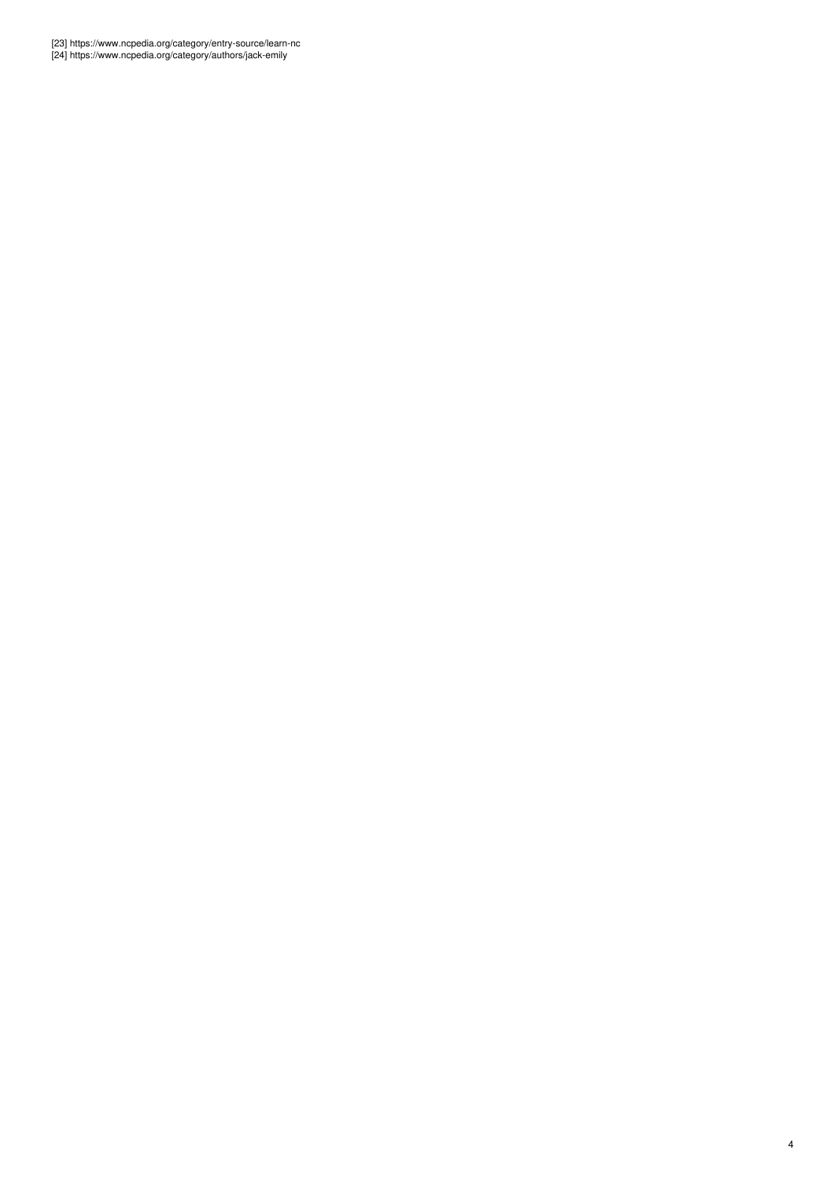[23] https://www.ncpedia.org/category/entry-source/learn-nc
[24] https://www.ncpedia.org/category/authors/jack-emily